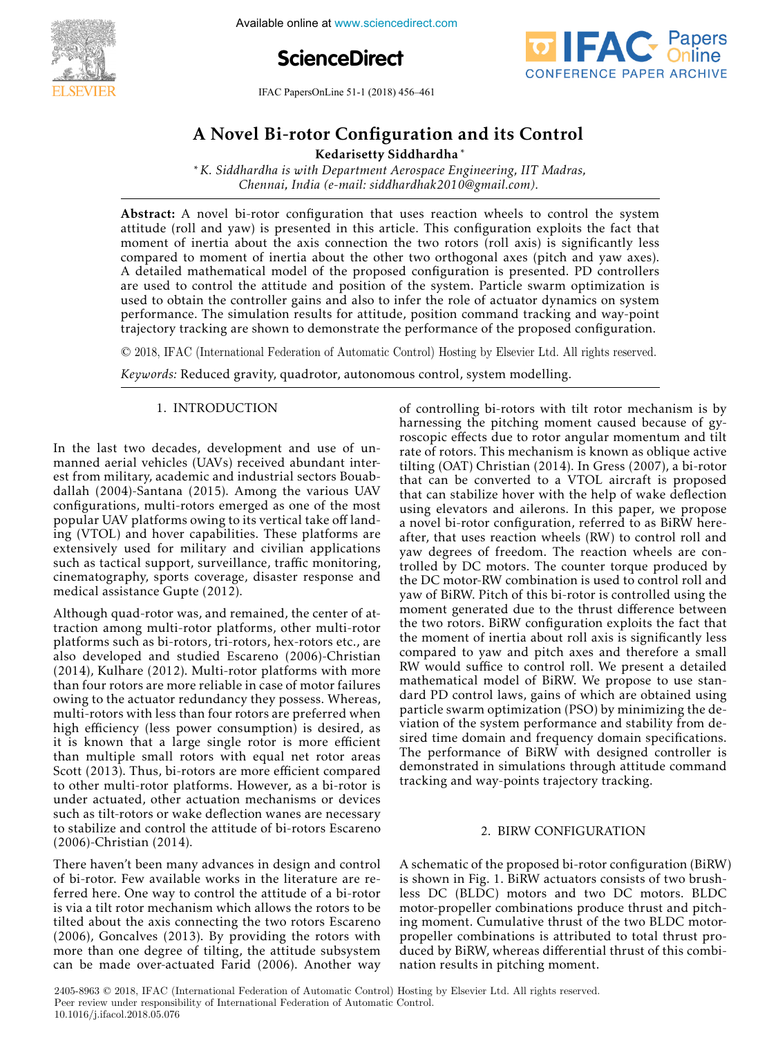# A Novel Bi-rotor Configuration and its Control

**Kedarisetty Siddhardha** *

\* *K. Siddhardha is with Department Aerospace Engineering, IIT Madras, Chennai, India (e-mail: siddhardhak2010@gmail.com).*

**Abstract:** A novel bi-rotor configuration that uses reaction wheels to control the system attitude (roll and yaw) is presented in this article. This configuration exploits the fact that moment of inertia about the axis connection the two rotors (roll axis) is significantly less compared to moment of inertia about the other two orthogonal axes (pitch and yaw axes). A detailed mathematical model of the proposed configuration is presented. PD controllers are used to control the attitude and position of the system. Particle swarm optimization is used to obtain the controller gains and also to infer the role of actuator dynamics on system performance. The simulation results for attitude, position command tracking and way-point trajectory tracking are shown to demonstrate the performance of the proposed configuration.

© 2018, IFAC (International Federation of Automatic Control) Hosting by Elsevier Ltd. All rights reserved.

*Keywords:* Reduced gravity, quadrotor, autonomous control, system modelling.

## 1. INTRODUCTION

In the last two decades, development and use of unmanned aerial vehicles (UAVs) received abundant interest from military, academic and industrial sectors Bouabdallah (2004)-Santana (2015). Among the various UAV configurations, multi-rotors emerged as one of the most popular UAV platforms owing to its vertical take off landing (VTOL) and hover capabilities. These platforms are extensively used for military and civilian applications such as tactical support, surveillance, traffic monitoring, cinematography, sports coverage, disaster response and medical assistance Gupte (2012).

Although quad-rotor was, and remained, the center of attraction among multi-rotor platforms, other multi-rotor platforms such as bi-rotors, tri-rotors, hex-rotors etc., are also developed and studied Escareno (2006)-Christian (2014), Kulhare (2012). Multi-rotor platforms with more than four rotors are more reliable in case of motor failures owing to the actuator redundancy they possess. Whereas, multi-rotors with less than four rotors are preferred when high efficiency (less power consumption) is desired, as it is known that a large single rotor is more efficient than multiple small rotors with equal net rotor areas Scott (2013). Thus, bi-rotors are more efficient compared to other multi-rotor platforms. However, as a bi-rotor is under actuated, other actuation mechanisms or devices such as tilt-rotors or wake deflection wanes are necessary to stabilize and control the attitude of bi-rotors Escareno (2006)-Christian (2014).

There haven't been many advances in design and control of bi-rotor. Few available works in the literature are referred here. One way to control the attitude of a bi-rotor is via a tilt rotor mechanism which allows the rotors to be tilted about the axis connecting the two rotors Escareno (2006), Goncalves (2013). By providing the rotors with more than one degree of tilting, the attitude subsystem can be made over-actuated Farid (2006). Another way of controlling bi-rotors with tilt rotor mechanism is by harnessing the pitching moment caused because of gyroscopic effects due to rotor angular momentum and tilt rate of rotors. This mechanism is known as oblique active tilting (OAT) Christian (2014). In Gress (2007), a bi-rotor that can be converted to a VTOL aircraft is proposed that can stabilize hover with the help of wake deflection using elevators and ailerons. In this paper, we propose a novel bi-rotor configuration, referred to as BiRW hereafter, that uses reaction wheels (RW) to control roll and yaw degrees of freedom. The reaction wheels are controlled by DC motors. The counter torque produced by the DC motor-RW combination is used to control roll and yaw of BiRW. Pitch of this bi-rotor is controlled using the moment generated due to the thrust difference between the two rotors. BiRW configuration exploits the fact that the moment of inertia about roll axis is significantly less compared to yaw and pitch axes and therefore a small RW would suffice to control roll. We present a detailed mathematical model of BiRW. We propose to use standard PD control laws, gains of which are obtained using particle swarm optimization (PSO) by minimizing the deviation of the system performance and stability from desired time domain and frequency domain specifications. The performance of BiRW with designed controller is demonstrated in simulations through attitude command tracking and way-points trajectory tracking.

## 2. BIRW CONFIGURATION

A schematic of the proposed bi-rotor configuration (BiRW) is shown in Fig. 1. BiRW actuators consists of two brushless DC (BLDC) motors and two DC motors. BLDC motor-propeller combinations produce thrust and pitching moment. Cumulative thrust of the two BLDC motor-propeller combinations is attributed to total thrust produced by BiRW, whereas differential thrust of this combination results in pitching moment.

2405-8963 © 2018, IFAC (International Federation of Automatic Control) Hosting by Elsevier Ltd. All rights reserved.
Peer review under responsibility of International Federation of Automatic Control.
10.1016/j.ifacol.2018.05.076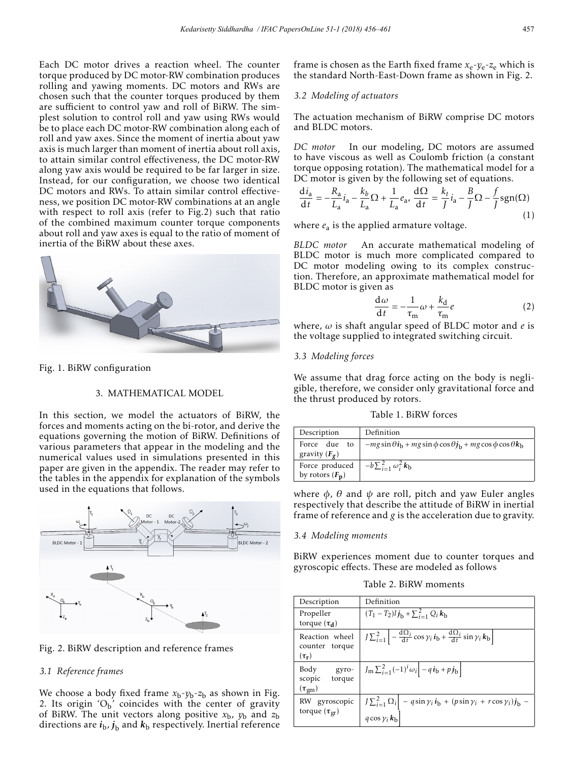Each DC motor drives a reaction wheel. The counter torque produced by DC motor-RW combination produces rolling and yawing moments. DC motors and RWs are chosen such that the counter torques produced by them are sufficient to control yaw and roll of BiRW. The simplest solution to control roll and yaw using RWs would be to place each DC motor-RW combination along each of roll and yaw axes. Since the moment of inertia about yaw axis is much larger than moment of inertia about roll axis, to attain similar control effectiveness, the DC motor-RW along yaw axis would be required to be far larger in size. Instead, for our configuration, we choose two identical DC motors and RWs. To attain similar control effectiveness, we position DC motor-RW combinations at an angle with respect to roll axis (refer to Fig.2) such that ratio of the combined maximum counter torque components about roll and yaw axes is equal to the ratio of moment of inertia of the BiRW about these axes.

Fig. 1. BiRW configuration

## 3. MATHEMATICAL MODEL

In this section, we model the actuators of BiRW, the forces and moments acting on the bi-rotor, and derive the equations governing the motion of BiRW. Definitions of various parameters that appear in the modeling and the numerical values used in simulations presented in this paper are given in the appendix. The reader may refer to the tables in the appendix for explanation of the symbols used in the equations that follows.

Fig. 2. BiRW description and reference frames

### 3.1 Reference frames

We choose a body fixed frame $x_b$-$y_b$-$z_b$ as shown in Fig. 2. Its origin '$O_b$' coincides with the center of gravity of BiRW. The unit vectors along positive $x_b$, $y_b$ and $z_b$ directions are $\boldsymbol{i}_b$, $\boldsymbol{j}_b$ and $\boldsymbol{k}_b$ respectively. Inertial reference frame is chosen as the Earth fixed frame $x_e$-$y_e$-$z_e$ which is the standard North-East-Down frame as shown in Fig. 2.

### 3.2 Modeling of actuators

The actuation mechanism of BiRW comprise DC motors and BLDC motors.

*DC motor* In our modeling, DC motors are assumed to have viscous as well as Coulomb friction (a constant torque opposing rotation). The mathematical model for a DC motor is given by the following set of equations.

$$\frac{\mathrm{d}i_a}{\mathrm{d}t} = -\frac{R_a}{L_a}i_a - \frac{k_b}{L_a}\Omega + \frac{1}{L_a}e_a,\ \frac{\mathrm{d}\Omega}{\mathrm{d}t} = \frac{k_t}{J}i_a - \frac{B}{J}\Omega - \frac{f}{J}\mathrm{sgn}(\Omega) \tag{1}$$

where $e_a$ is the applied armature voltage.

*BLDC motor* An accurate mathematical modeling of BLDC motor is much more complicated compared to DC motor modeling owing to its complex construction. Therefore, an approximate mathematical model for BLDC motor is given as

$$\frac{\mathrm{d}\omega}{\mathrm{d}t} = -\frac{1}{\tau_m}\omega + \frac{k_d}{\tau_m}e \tag{2}$$

where, $\omega$ is shaft angular speed of BLDC motor and $e$ is the voltage supplied to integrated switching circuit.

### 3.3 Modeling forces

We assume that drag force acting on the body is negligible, therefore, we consider only gravitational force and the thrust produced by rotors.

Table 1. BiRW forces

| Description | Definition |
|---|---|
| Force due to gravity ($\boldsymbol{F_g}$) | $-mg\sin\theta\boldsymbol{i}_b + mg\sin\phi\cos\theta\boldsymbol{j}_b + mg\cos\phi\cos\theta\boldsymbol{k}_b$ |
| Force produced by rotors ($\boldsymbol{F_p}$) | $-b\sum_{i=1}^{2}\omega_i^2\boldsymbol{k}_b$ |

where $\phi$, $\theta$ and $\psi$ are roll, pitch and yaw Euler angles respectively that describe the attitude of BiRW in inertial frame of reference and $g$ is the acceleration due to gravity.

### 3.4 Modeling moments

BiRW experiences moment due to counter torques and gyroscopic effects. These are modeled as follows

Table 2. BiRW moments

| Description | Definition |
|---|---|
| Propeller torque ($\boldsymbol{\tau_d}$) | $(T_1 - T_2)l\boldsymbol{j}_b + \sum_{i=1}^{2}Q_i\boldsymbol{k}_b$ |
| Reaction wheel counter torque ($\boldsymbol{\tau_r}$) | $J\sum_{i=1}^{2}\left[-\frac{\mathrm{d}\Omega_i}{\mathrm{d}t}\cos\gamma_i\boldsymbol{i}_b + \frac{\mathrm{d}\Omega_i}{\mathrm{d}t}\sin\gamma_i\boldsymbol{k}_b\right]$ |
| Body gyroscopic torque ($\boldsymbol{\tau_{gm}}$) | $J_m\sum_{i=1}^{2}(-1)^i\omega_i\left[-q\boldsymbol{i}_b + p\boldsymbol{j}_b\right]$ |
| RW gyroscopic torque ($\boldsymbol{\tau_{gr}}$) | $J\sum_{i=1}^{2}\Omega_i\left[-q\sin\gamma_i\boldsymbol{i}_b + (p\sin\gamma_i + r\cos\gamma_i)\boldsymbol{j}_b - q\cos\gamma_i\boldsymbol{k}_b\right]$ |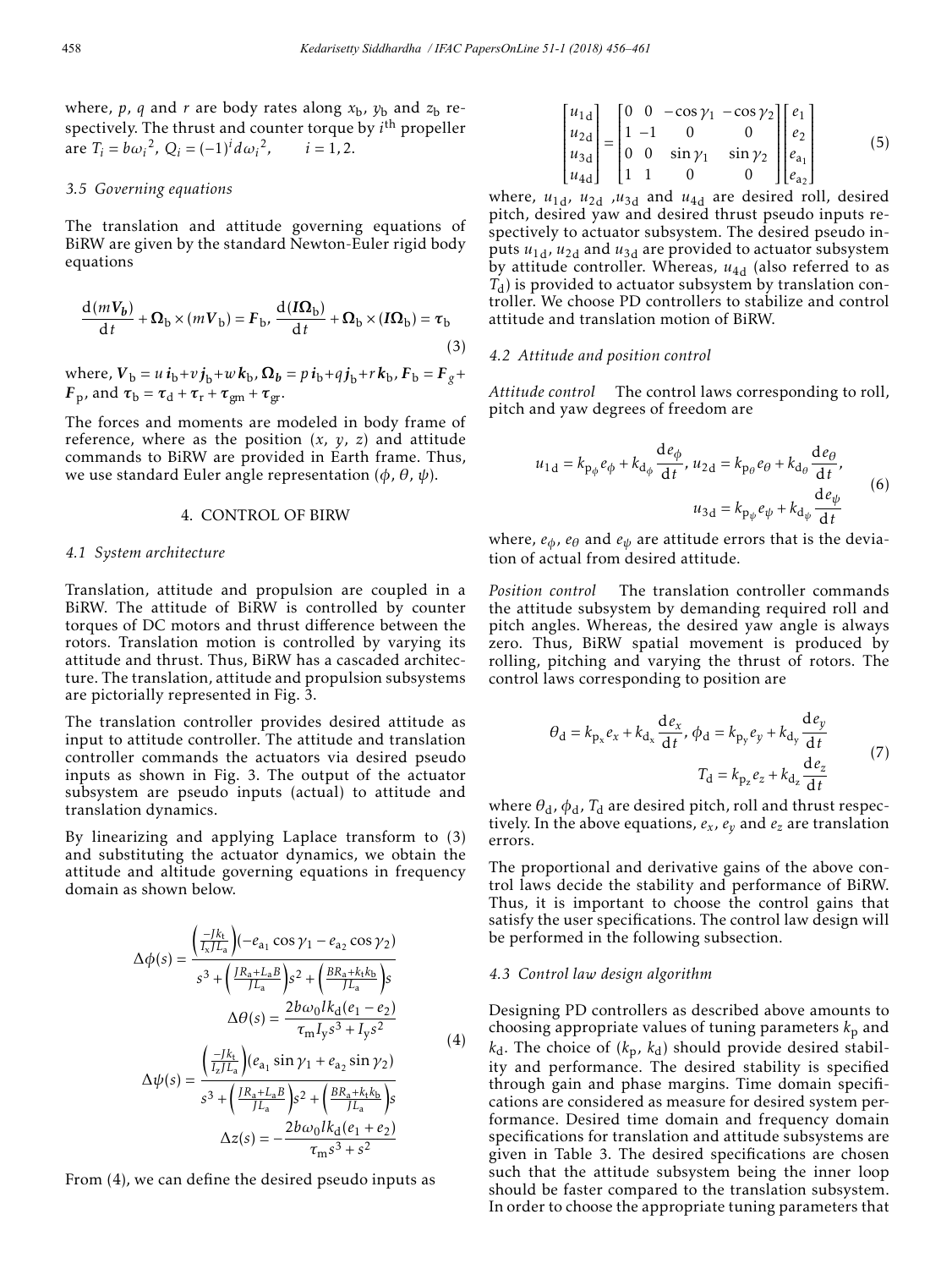where, $p$, $q$ and $r$ are body rates along $x_b$, $y_b$ and $z_b$ respectively. The thrust and counter torque by $i^{\text{th}}$ propeller are $T_i = b\omega_i{}^2$, $Q_i = (-1)^i d\omega_i{}^2$, $\quad i = 1, 2$.

### 3.5 Governing equations

The translation and attitude governing equations of BiRW are given by the standard Newton-Euler rigid body equations

$$\frac{\mathrm{d}(m\boldsymbol{V_b})}{\mathrm{d}t} + \boldsymbol{\Omega}_\mathrm{b} \times (m\boldsymbol{V}_\mathrm{b}) = \boldsymbol{F}_\mathrm{b},\ \frac{\mathrm{d}(\boldsymbol{I\Omega}_\mathrm{b})}{\mathrm{d}t} + \boldsymbol{\Omega}_\mathrm{b} \times (\boldsymbol{I\Omega}_\mathrm{b}) = \boldsymbol{\tau}_\mathrm{b} \tag{3}$$

where, $\boldsymbol{V}_\mathrm{b} = u\,\boldsymbol{i}_\mathrm{b} + v\,\boldsymbol{j}_\mathrm{b} + w\,\boldsymbol{k}_\mathrm{b}$, $\boldsymbol{\Omega_b} = p\,\boldsymbol{i}_\mathrm{b} + q\,\boldsymbol{j}_\mathrm{b} + r\,\boldsymbol{k}_\mathrm{b}$, $\boldsymbol{F}_\mathrm{b} = \boldsymbol{F}_g + \boldsymbol{F}_\mathrm{p}$, and $\boldsymbol{\tau}_\mathrm{b} = \boldsymbol{\tau}_\mathrm{d} + \boldsymbol{\tau}_\mathrm{r} + \boldsymbol{\tau}_\mathrm{gm} + \boldsymbol{\tau}_\mathrm{gr}$.

The forces and moments are modeled in body frame of reference, where as the position ($x$, $y$, $z$) and attitude commands to BiRW are provided in Earth frame. Thus, we use standard Euler angle representation ($\phi$, $\theta$, $\psi$).

## 4. CONTROL OF BIRW

### 4.1 System architecture

Translation, attitude and propulsion are coupled in a BiRW. The attitude of BiRW is controlled by counter torques of DC motors and thrust difference between the rotors. Translation motion is controlled by varying its attitude and thrust. Thus, BiRW has a cascaded architecture. The translation, attitude and propulsion subsystems are pictorially represented in Fig. 3.

The translation controller provides desired attitude as input to attitude controller. The attitude and translation controller commands the actuators via desired pseudo inputs as shown in Fig. 3. The output of the actuator subsystem are pseudo inputs (actual) to attitude and translation dynamics.

By linearizing and applying Laplace transform to (3) and substituting the actuator dynamics, we obtain the attitude and altitude governing equations in frequency domain as shown below.

$$\Delta\phi(s) = \frac{\left(\frac{-Jk_\mathrm{t}}{I_\mathrm{x}JL_\mathrm{a}}\right)(-e_{\mathrm{a}_1}\cos\gamma_1 - e_{\mathrm{a}_2}\cos\gamma_2)}{s^3 + \left(\frac{JR_\mathrm{a}+L_\mathrm{a}B}{JL_\mathrm{a}}\right)s^2 + \left(\frac{BR_\mathrm{a}+k_\mathrm{t}k_\mathrm{b}}{JL_\mathrm{a}}\right)s}$$

$$\Delta\theta(s) = \frac{2b\omega_0 lk_\mathrm{d}(e_1 - e_2)}{\tau_\mathrm{m} I_\mathrm{y} s^3 + I_\mathrm{y} s^2}$$

$$\Delta\psi(s) = \frac{\left(\frac{-Jk_\mathrm{t}}{I_\mathrm{z}JL_\mathrm{a}}\right)(e_{\mathrm{a}_1}\sin\gamma_1 + e_{\mathrm{a}_2}\sin\gamma_2)}{s^3 + \left(\frac{JR_\mathrm{a}+L_\mathrm{a}B}{JL_\mathrm{a}}\right)s^2 + \left(\frac{BR_\mathrm{a}+k_\mathrm{t}k_\mathrm{b}}{JL_\mathrm{a}}\right)s}$$

$$\Delta z(s) = -\frac{2b\omega_0 lk_\mathrm{d}(e_1 + e_2)}{\tau_\mathrm{m} s^3 + s^2} \tag{4}$$

From (4), we can define the desired pseudo inputs as

$$\begin{bmatrix} u_{1\mathrm{d}} \\ u_{2\mathrm{d}} \\ u_{3\mathrm{d}} \\ u_{4\mathrm{d}} \end{bmatrix} = \begin{bmatrix} 0 & 0 & -\cos\gamma_1 & -\cos\gamma_2 \\ 1 & -1 & 0 & 0 \\ 0 & 0 & \sin\gamma_1 & \sin\gamma_2 \\ 1 & 1 & 0 & 0 \end{bmatrix} \begin{bmatrix} e_1 \\ e_2 \\ e_{\mathrm{a}_1} \\ e_{\mathrm{a}_2} \end{bmatrix} \tag{5}$$

where, $u_{1\mathrm{d}}$, $u_{2\mathrm{d}}$ ,$u_{3\mathrm{d}}$ and $u_{4\mathrm{d}}$ are desired roll, desired pitch, desired yaw and desired thrust pseudo inputs respectively to actuator subsystem. The desired pseudo inputs $u_{1\mathrm{d}}$, $u_{2\mathrm{d}}$ and $u_{3\mathrm{d}}$ are provided to actuator subsystem by attitude controller. Whereas, $u_{4\mathrm{d}}$ (also referred to as $T_\mathrm{d}$) is provided to actuator subsystem by translation controller. We choose PD controllers to stabilize and control attitude and translation motion of BiRW.

### 4.2 Attitude and position control

*Attitude control* The control laws corresponding to roll, pitch and yaw degrees of freedom are

$$u_{1\mathrm{d}} = k_{\mathrm{p}_\phi} e_\phi + k_{\mathrm{d}_\phi} \frac{\mathrm{d}e_\phi}{\mathrm{d}t},\ u_{2\mathrm{d}} = k_{\mathrm{p}_\theta} e_\theta + k_{\mathrm{d}_\theta} \frac{\mathrm{d}e_\theta}{\mathrm{d}t},$$

$$u_{3\mathrm{d}} = k_{\mathrm{p}_\psi} e_\psi + k_{\mathrm{d}_\psi} \frac{\mathrm{d}e_\psi}{\mathrm{d}t} \tag{6}$$

where, $e_\phi$, $e_\theta$ and $e_\psi$ are attitude errors that is the deviation of actual from desired attitude.

*Position control* The translation controller commands the attitude subsystem by demanding required roll and pitch angles. Whereas, the desired yaw angle is always zero. Thus, BiRW spatial movement is produced by rolling, pitching and varying the thrust of rotors. The control laws corresponding to position are

$$\theta_\mathrm{d} = k_{\mathrm{p}_\mathrm{x}} e_x + k_{\mathrm{d}_\mathrm{x}} \frac{\mathrm{d}e_x}{\mathrm{d}t},\ \phi_\mathrm{d} = k_{\mathrm{p}_\mathrm{y}} e_y + k_{\mathrm{d}_\mathrm{y}} \frac{\mathrm{d}e_y}{\mathrm{d}t}$$

$$T_\mathrm{d} = k_{\mathrm{p}_\mathrm{z}} e_z + k_{\mathrm{d}_\mathrm{z}} \frac{\mathrm{d}e_z}{\mathrm{d}t} \tag{7}$$

where $\theta_\mathrm{d}$, $\phi_\mathrm{d}$, $T_\mathrm{d}$ are desired pitch, roll and thrust respectively. In the above equations, $e_x$, $e_y$ and $e_z$ are translation errors.

The proportional and derivative gains of the above control laws decide the stability and performance of BiRW. Thus, it is important to choose the control gains that satisfy the user specifications. The control law design will be performed in the following subsection.

### 4.3 Control law design algorithm

Designing PD controllers as described above amounts to choosing appropriate values of tuning parameters $k_\mathrm{p}$ and $k_\mathrm{d}$. The choice of ($k_\mathrm{p}$, $k_\mathrm{d}$) should provide desired stability and performance. The desired stability is specified through gain and phase margins. Time domain specifications are considered as measure for desired system performance. Desired time domain and frequency domain specifications for translation and attitude subsystems are given in Table 3. The desired specifications are chosen such that the attitude subsystem being the inner loop should be faster compared to the translation subsystem. In order to choose the appropriate tuning parameters that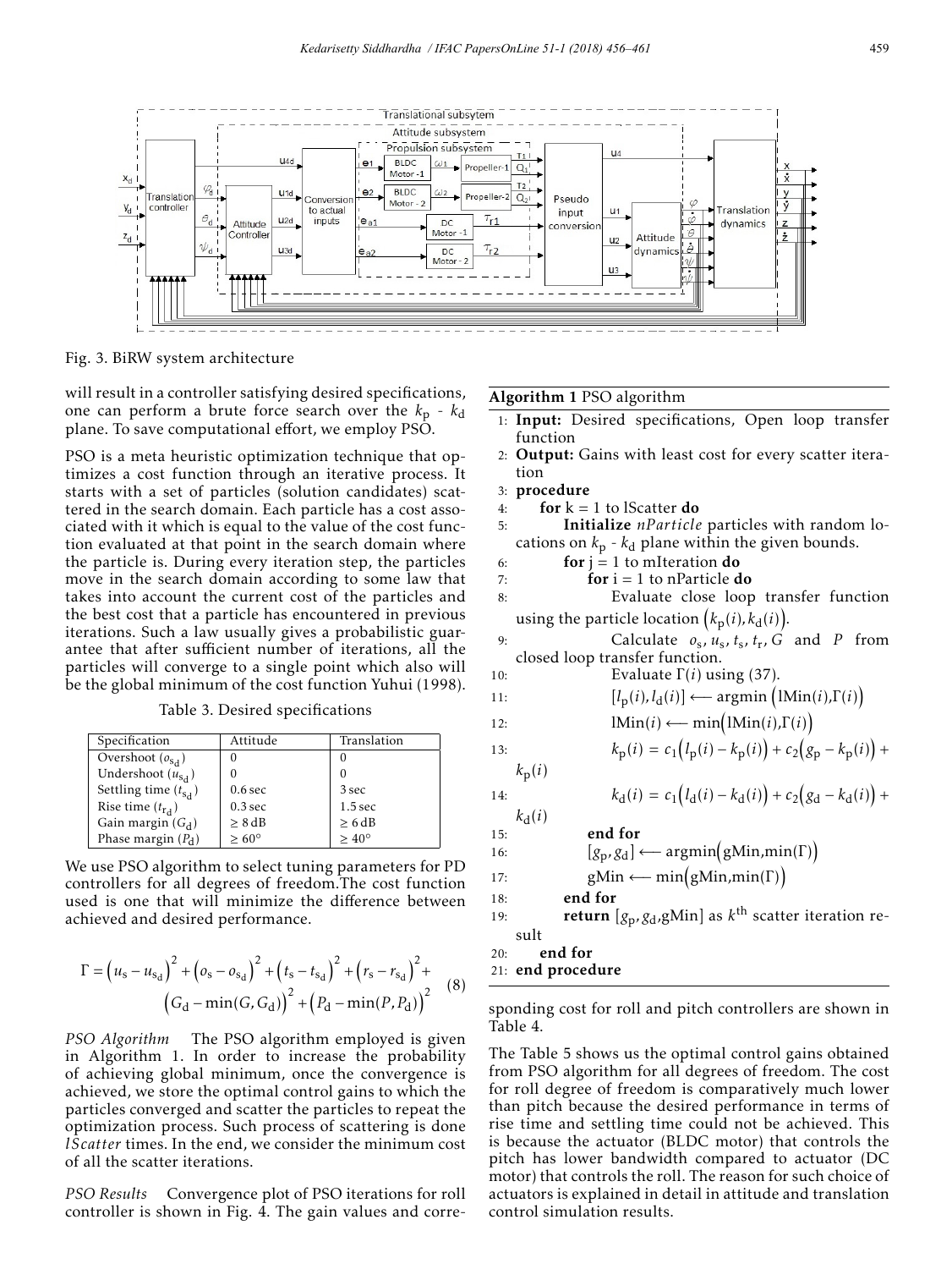Fig. 3. BiRW system architecture

will result in a controller satisfying desired specifications, one can perform a brute force search over the $k_p$ - $k_d$ plane. To save computational effort, we employ PSO.

PSO is a meta heuristic optimization technique that optimizes a cost function through an iterative process. It starts with a set of particles (solution candidates) scattered in the search domain. Each particle has a cost associated with it which is equal to the value of the cost function evaluated at that point in the search domain where the particle is. During every iteration step, the particles move in the search domain according to some law that takes into account the current cost of the particles and the best cost that a particle has encountered in previous iterations. Such a law usually gives a probabilistic guarantee that after sufficient number of iterations, all the particles will converge to a single point which also will be the global minimum of the cost function Yuhui (1998).

Table 3. Desired specifications

| Specification | Attitude | Translation |
|---|---|---|
| Overshoot ($o_{s_d}$) | 0 | 0 |
| Undershoot ($u_{s_d}$) | 0 | 0 |
| Settling time ($t_{s_d}$) | 0.6 sec | 3 sec |
| Rise time ($t_{r_d}$) | 0.3 sec | 1.5 sec |
| Gain margin ($G_d$) | ≥ 8 dB | ≥ 6 dB |
| Phase margin ($P_d$) | ≥ 60° | ≥ 40° |

We use PSO algorithm to select tuning parameters for PD controllers for all degrees of freedom.The cost function used is one that will minimize the difference between achieved and desired performance.

$$\Gamma = \left(u_s - u_{s_d}\right)^2 + \left(o_s - o_{s_d}\right)^2 + \left(t_s - t_{s_d}\right)^2 + \left(r_s - r_{s_d}\right)^2 + \left(G_d - \min(G, G_d)\right)^2 + \left(P_d - \min(P, P_d)\right)^2 \quad (8)$$

*PSO Algorithm* The PSO algorithm employed is given in Algorithm 1. In order to increase the probability of achieving global minimum, once the convergence is achieved, we store the optimal control gains to which the particles converged and scatter the particles to repeat the optimization process. Such process of scattering is done *lScatter* times. In the end, we consider the minimum cost of all the scatter iterations.

*PSO Results* Convergence plot of PSO iterations for roll controller is shown in Fig. 4. The gain values and corresponding cost for roll and pitch controllers are shown in Table 4.

**Algorithm 1** PSO algorithm

1: **Input:** Desired specifications, Open loop transfer function
2: **Output:** Gains with least cost for every scatter iteration
3: **procedure**
4: **for** k = 1 to lScatter **do**
5: **Initialize** *nParticle* particles with random locations on $k_p$ - $k_d$ plane within the given bounds.
6: **for** j = 1 to mIteration **do**
7: **for** i = 1 to nParticle **do**
8: Evaluate close loop transfer function using the particle location $\left(k_p(i), k_d(i)\right)$.
9: Calculate $o_s, u_s, t_s, t_r, G$ and $P$ from closed loop transfer function.
10: Evaluate $\Gamma(i)$ using (37).
11: $[l_p(i), l_d(i)] \longleftarrow \mathrm{argmin}\left(\mathrm{lMin}(i), \Gamma(i)\right)$
12: $\mathrm{lMin}(i) \longleftarrow \min\left(\mathrm{lMin}(i), \Gamma(i)\right)$
13: $k_p(i) = c_1\left(l_p(i) - k_p(i)\right) + c_2\left(g_p - k_p(i)\right) + k_p(i)$
14: $k_d(i) = c_1\left(l_d(i) - k_d(i)\right) + c_2\left(g_d - k_d(i)\right) + k_d(i)$
15: **end for**
16: $[g_p, g_d] \longleftarrow \mathrm{argmin}\left(\mathrm{gMin}, \min(\Gamma)\right)$
17: $\mathrm{gMin} \longleftarrow \min\left(\mathrm{gMin}, \min(\Gamma)\right)$
18: **end for**
19: **return** $[g_p, g_d, \mathrm{gMin}]$ as $k^{\text{th}}$ scatter iteration result
20: **end for**
21: **end procedure**

The Table 5 shows us the optimal control gains obtained from PSO algorithm for all degrees of freedom. The cost for roll degree of freedom is comparatively much lower than pitch because the desired performance in terms of rise time and settling time could not be achieved. This is because the actuator (BLDC motor) that controls the pitch has lower bandwidth compared to actuator (DC motor) that controls the roll. The reason for such choice of actuators is explained in detail in attitude and translation control simulation results.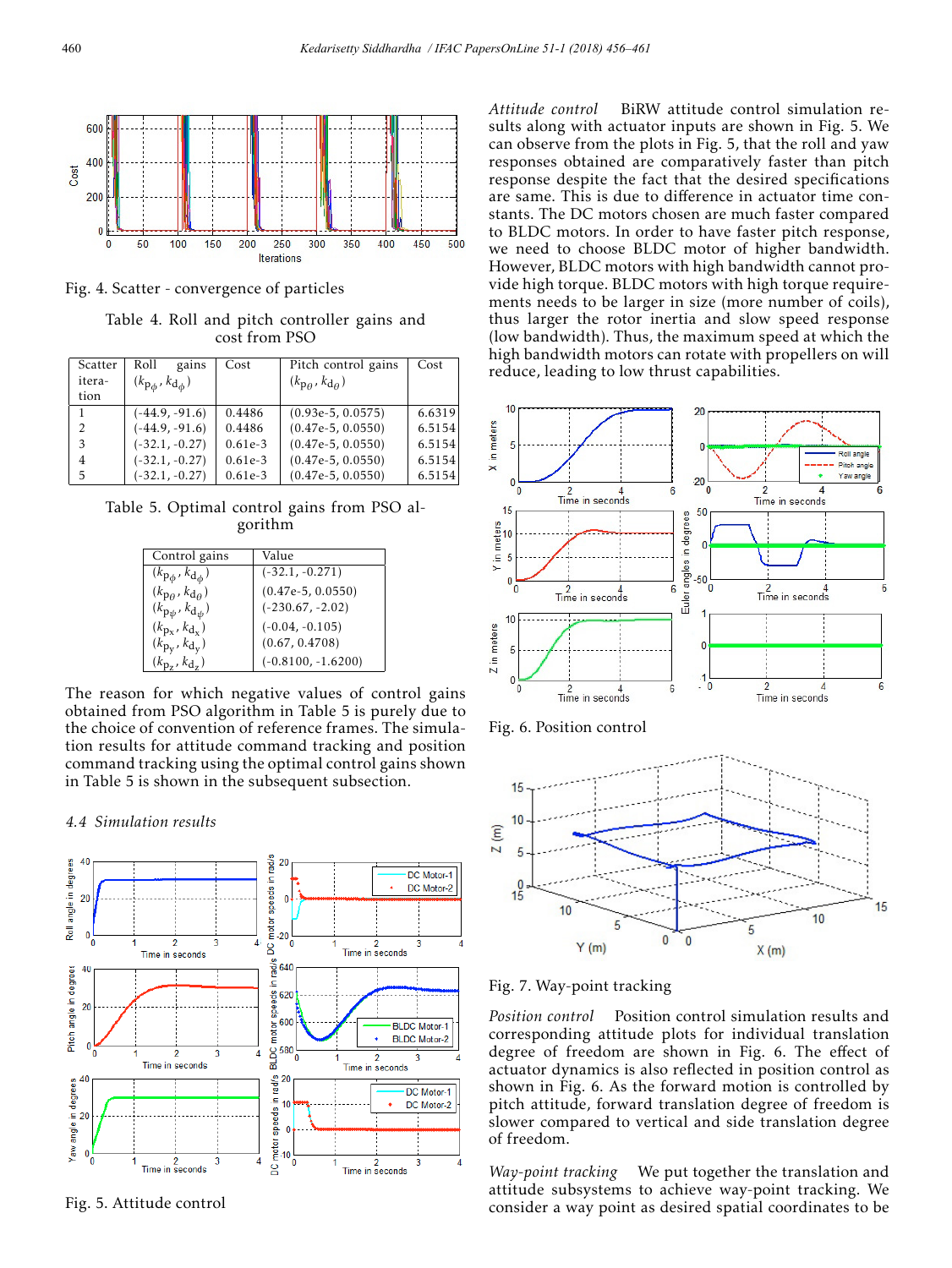Fig. 4. Scatter - convergence of particles

Table 4. Roll and pitch controller gains and cost from PSO

| Scatter iteration | Roll gains $(k_{p_\phi}, k_{d_\phi})$ | Cost | Pitch control gains $(k_{p_\theta}, k_{d_\theta})$ | Cost |
|---|---|---|---|---|
| 1 | (-44.9, -91.6) | 0.4486 | (0.93e-5, 0.0575) | 6.6319 |
| 2 | (-44.9, -91.6) | 0.4486 | (0.47e-5, 0.0550) | 6.5154 |
| 3 | (-32.1, -0.27) | 0.61e-3 | (0.47e-5, 0.0550) | 6.5154 |
| 4 | (-32.1, -0.27) | 0.61e-3 | (0.47e-5, 0.0550) | 6.5154 |
| 5 | (-32.1, -0.27) | 0.61e-3 | (0.47e-5, 0.0550) | 6.5154 |

Table 5. Optimal control gains from PSO algorithm

| Control gains | Value |
|---|---|
| $(k_{p_\phi}, k_{d_\phi})$ | (-32.1, -0.271) |
| $(k_{p_\theta}, k_{d_\theta})$ | (0.47e-5, 0.0550) |
| $(k_{p_\psi}, k_{d_\psi})$ | (-230.67, -2.02) |
| $(k_{p_x}, k_{d_x})$ | (-0.04, -0.105) |
| $(k_{p_y}, k_{d_y})$ | (0.67, 0.4708) |
| $(k_{p_z}, k_{d_z})$ | (-0.8100, -1.6200) |

The reason for which negative values of control gains obtained from PSO algorithm in Table 5 is purely due to the choice of convention of reference frames. The simulation results for attitude command tracking and position command tracking using the optimal control gains shown in Table 5 is shown in the subsequent subsection.

### 4.4 Simulation results

Fig. 5. Attitude control

*Attitude control* BiRW attitude control simulation results along with actuator inputs are shown in Fig. 5. We can observe from the plots in Fig. 5, that the roll and yaw responses obtained are comparatively faster than pitch response despite the fact that the desired specifications are same. This is due to difference in actuator time constants. The DC motors chosen are much faster compared to BLDC motors. In order to have faster pitch response, we need to choose BLDC motor of higher bandwidth. However, BLDC motors with high bandwidth cannot provide high torque. BLDC motors with high torque requirements needs to be larger in size (more number of coils), thus larger the rotor inertia and slow speed response (low bandwidth). Thus, the maximum speed at which the high bandwidth motors can rotate with propellers on will reduce, leading to low thrust capabilities.

Fig. 6. Position control

Fig. 7. Way-point tracking

*Position control* Position control simulation results and corresponding attitude plots for individual translation degree of freedom are shown in Fig. 6. The effect of actuator dynamics is also reflected in position control as shown in Fig. 6. As the forward motion is controlled by pitch attitude, forward translation degree of freedom is slower compared to vertical and side translation degree of freedom.

*Way-point tracking* We put together the translation and attitude subsystems to achieve way-point tracking. We consider a way point as desired spatial coordinates to be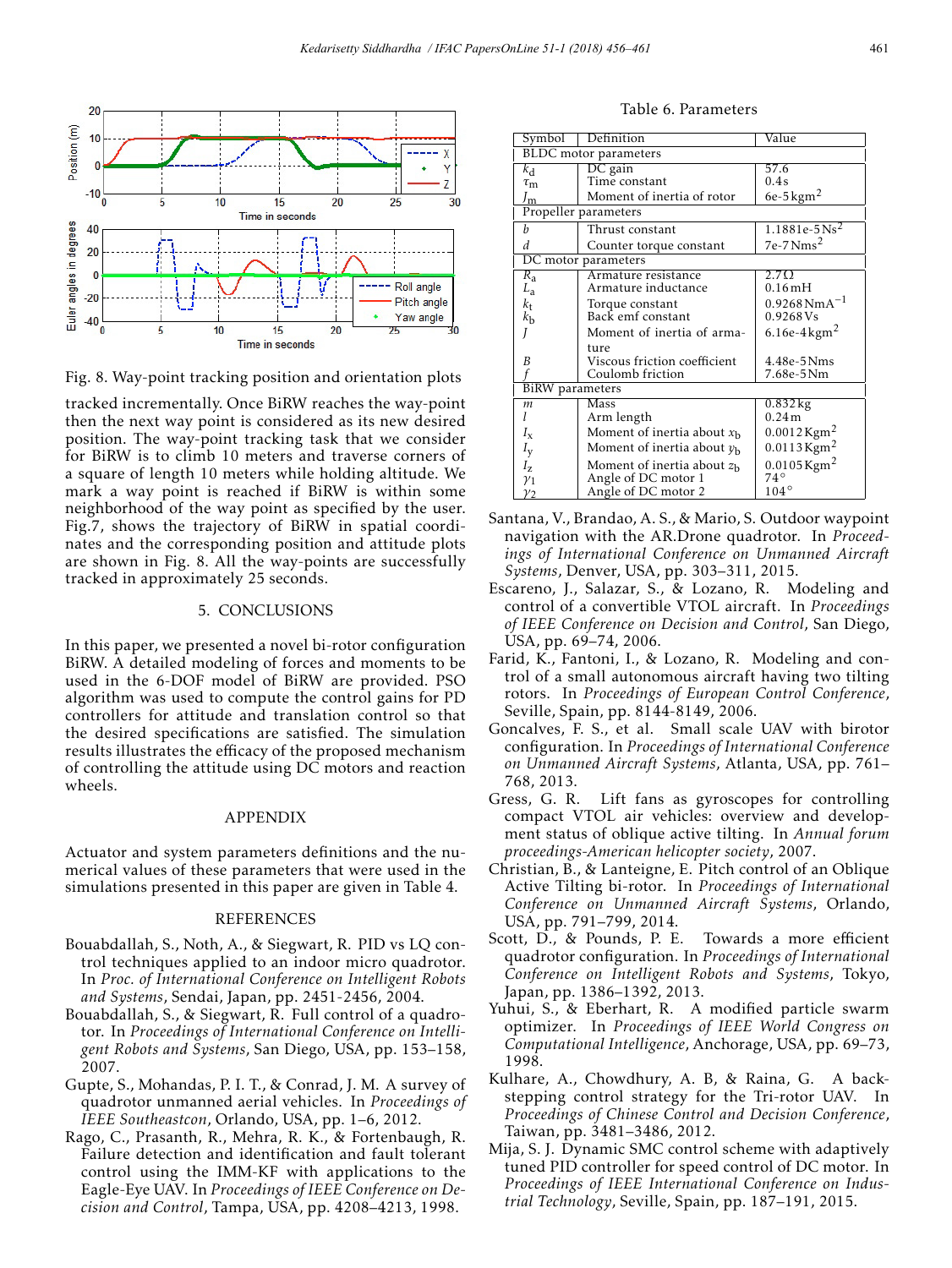Position (m)
20
10
0
-10
0 5 10 15 20 25 30
Time in seconds
X
Y
Z

Euler angles in degrees
40
20
0
-20
-40
0 5 10 15 20 25 30
Time in seconds
Roll angle
Pitch angle
Yaw angle

Fig. 8. Way-point tracking position and orientation plots

tracked incrementally. Once BiRW reaches the way-point then the next way point is considered as its new desired position. The way-point tracking task that we consider for BiRW is to climb 10 meters and traverse corners of a square of length 10 meters while holding altitude. We mark a way point is reached if BiRW is within some neighborhood of the way point as specified by the user. Fig.7, shows the trajectory of BiRW in spatial coordinates and the corresponding position and attitude plots are shown in Fig. 8. All the way-points are successfully tracked in approximately 25 seconds.

## 5. CONCLUSIONS

In this paper, we presented a novel bi-rotor configuration BiRW. A detailed modeling of forces and moments to be used in the 6-DOF model of BiRW are provided. PSO algorithm was used to compute the control gains for PD controllers for attitude and translation control so that the desired specifications are satisfied. The simulation results illustrates the efficacy of the proposed mechanism of controlling the attitude using DC motors and reaction wheels.

## APPENDIX

Actuator and system parameters definitions and the numerical values of these parameters that were used in the simulations presented in this paper are given in Table 4.

Table 6. Parameters

| Symbol | Definition | Value |
|---|---|---|
| BLDC motor parameters | | |
| $k_d$ | DC gain | 57.6 |
| $\tau_m$ | Time constant | 0.4 s |
| $J_m$ | Moment of inertia of rotor | 6e-5 kgm$^2$ |
| Propeller parameters | | |
| $b$ | Thrust constant | 1.1881e-5 Ns$^2$ |
| $d$ | Counter torque constant | 7e-7 Nms$^2$ |
| DC motor parameters | | |
| $R_a$ | Armature resistance | 2.7 Ω |
| $L_a$ | Armature inductance | 0.16 mH |
| $k_t$ | Torque constant | 0.9268 NmA$^{-1}$ |
| $k_b$ | Back emf constant | 0.9268 Vs |
| $J$ | Moment of inertia of armature | 6.16e-4 kgm$^2$ |
| $B$ | Viscous friction coefficient | 4.48e-5 Nms |
| $f$ | Coulomb friction | 7.68e-5 Nm |
| BiRW parameters | | |
| $m$ | Mass | 0.832 kg |
| $l$ | Arm length | 0.24 m |
| $I_x$ | Moment of inertia about $x_b$ | 0.0012 Kgm$^2$ |
| $I_y$ | Moment of inertia about $y_b$ | 0.0113 Kgm$^2$ |
| $I_z$ | Moment of inertia about $z_b$ | 0.0105 Kgm$^2$ |
| $\gamma_1$ | Angle of DC motor 1 | 74° |
| $\gamma_2$ | Angle of DC motor 2 | 104° |

## REFERENCES

Bouabdallah, S., Noth, A., & Siegwart, R. PID vs LQ control techniques applied to an indoor micro quadrotor. In *Proc. of International Conference on Intelligent Robots and Systems*, Sendai, Japan, pp. 2451-2456, 2004.

Bouabdallah, S., & Siegwart, R. Full control of a quadrotor. In *Proceedings of International Conference on Intelligent Robots and Systems*, San Diego, USA, pp. 153–158, 2007.

Gupte, S., Mohandas, P. I. T., & Conrad, J. M. A survey of quadrotor unmanned aerial vehicles. In *Proceedings of IEEE Southeastcon*, Orlando, USA, pp. 1–6, 2012.

Rago, C., Prasanth, R., Mehra, R. K., & Fortenbaugh, R. Failure detection and identification and fault tolerant control using the IMM-KF with applications to the Eagle-Eye UAV. In *Proceedings of IEEE Conference on Decision and Control*, Tampa, USA, pp. 4208–4213, 1998.

Santana, V., Brandao, A. S., & Mario, S. Outdoor waypoint navigation with the AR.Drone quadrotor. In *Proceedings of International Conference on Unmanned Aircraft Systems*, Denver, USA, pp. 303–311, 2015.

Escareno, J., Salazar, S., & Lozano, R. Modeling and control of a convertible VTOL aircraft. In *Proceedings of IEEE Conference on Decision and Control*, San Diego, USA, pp. 69–74, 2006.

Farid, K., Fantoni, I., & Lozano, R. Modeling and control of a small autonomous aircraft having two tilting rotors. In *Proceedings of European Control Conference*, Seville, Spain, pp. 8144-8149, 2006.

Goncalves, F. S., et al. Small scale UAV with birotor configuration. In *Proceedings of International Conference on Unmanned Aircraft Systems*, Atlanta, USA, pp. 761–768, 2013.

Gress, G. R. Lift fans as gyroscopes for controlling compact VTOL air vehicles: overview and development status of oblique active tilting. In *Annual forum proceedings-American helicopter society*, 2007.

Christian, B., & Lanteigne, E. Pitch control of an Oblique Active Tilting bi-rotor. In *Proceedings of International Conference on Unmanned Aircraft Systems*, Orlando, USA, pp. 791–799, 2014.

Scott, D., & Pounds, P. E. Towards a more efficient quadrotor configuration. In *Proceedings of International Conference on Intelligent Robots and Systems*, Tokyo, Japan, pp. 1386–1392, 2013.

Yuhui, S., & Eberhart, R. A modified particle swarm optimizer. In *Proceedings of IEEE World Congress on Computational Intelligence*, Anchorage, USA, pp. 69–73, 1998.

Kulhare, A., Chowdhury, A. B, & Raina, G. A backstepping control strategy for the Tri-rotor UAV. In *Proceedings of Chinese Control and Decision Conference*, Taiwan, pp. 3481–3486, 2012.

Mija, S. J. Dynamic SMC control scheme with adaptively tuned PID controller for speed control of DC motor. In *Proceedings of IEEE International Conference on Industrial Technology*, Seville, Spain, pp. 187–191, 2015.